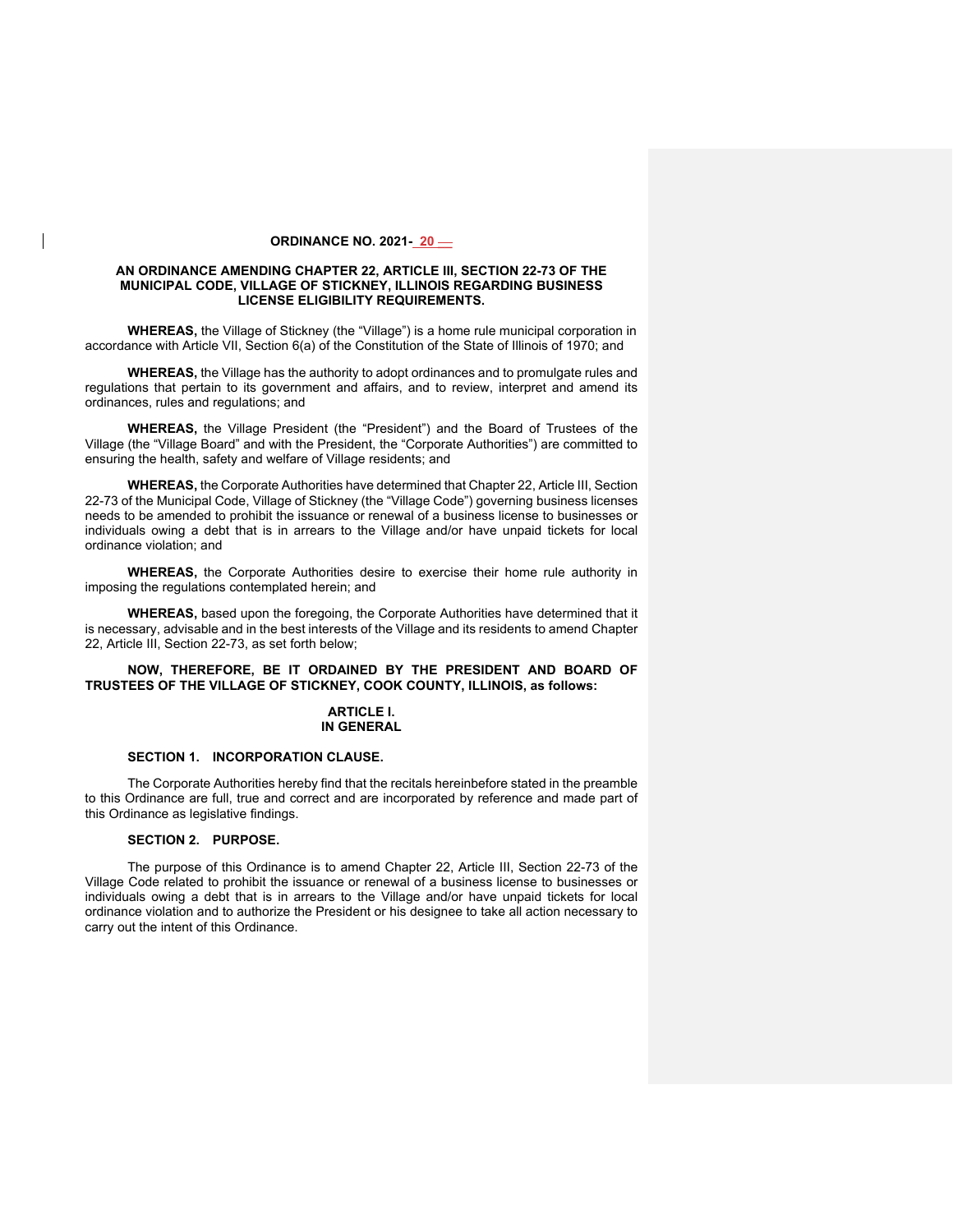**ORDINANCE NO. 2021- 20**

**AN ORDINANCE AMENDING CHAPTER 22, ARTICLE III, SECTION 22-73 OF THE MUNICIPAL CODE, VILLAGE OF STICKNEY, ILLINOIS REGARDING BUSINESS LICENSE ELIGIBILITY REQUIREMENTS.**

**WHEREAS,** the Village of Stickney (the "Village") is a home rule municipal corporation in accordance with Article VII, Section 6(a) of the Constitution of the State of Illinois of 1970; and

**WHEREAS,** the Village has the authority to adopt ordinances and to promulgate rules and regulations that pertain to its government and affairs, and to review, interpret and amend its ordinances, rules and regulations; and

**WHEREAS,** the Village President (the "President") and the Board of Trustees of the Village (the "Village Board" and with the President, the "Corporate Authorities") are committed to ensuring the health, safety and welfare of Village residents; and

**WHEREAS,** the Corporate Authorities have determined that Chapter 22, Article III, Section 22-73 of the Municipal Code, Village of Stickney (the "Village Code") governing business licenses needs to be amended to prohibit the issuance or renewal of a business license to businesses or individuals owing a debt that is in arrears to the Village and/or have unpaid tickets for local ordinance violation; and

**WHEREAS,** the Corporate Authorities desire to exercise their home rule authority in imposing the regulations contemplated herein; and

**WHEREAS,** based upon the foregoing, the Corporate Authorities have determined that it is necessary, advisable and in the best interests of the Village and its residents to amend Chapter 22, Article III, Section 22-73, as set forth below;

**NOW, THEREFORE, BE IT ORDAINED BY THE PRESIDENT AND BOARD OF TRUSTEES OF THE VILLAGE OF STICKNEY, COOK COUNTY, ILLINOIS, as follows:**

**ARTICLE I.**
**IN GENERAL**

**SECTION 1. INCORPORATION CLAUSE.**

The Corporate Authorities hereby find that the recitals hereinbefore stated in the preamble to this Ordinance are full, true and correct and are incorporated by reference and made part of this Ordinance as legislative findings.

**SECTION 2. PURPOSE.**

The purpose of this Ordinance is to amend Chapter 22, Article III, Section 22-73 of the Village Code related to prohibit the issuance or renewal of a business license to businesses or individuals owing a debt that is in arrears to the Village and/or have unpaid tickets for local ordinance violation and to authorize the President or his designee to take all action necessary to carry out the intent of this Ordinance.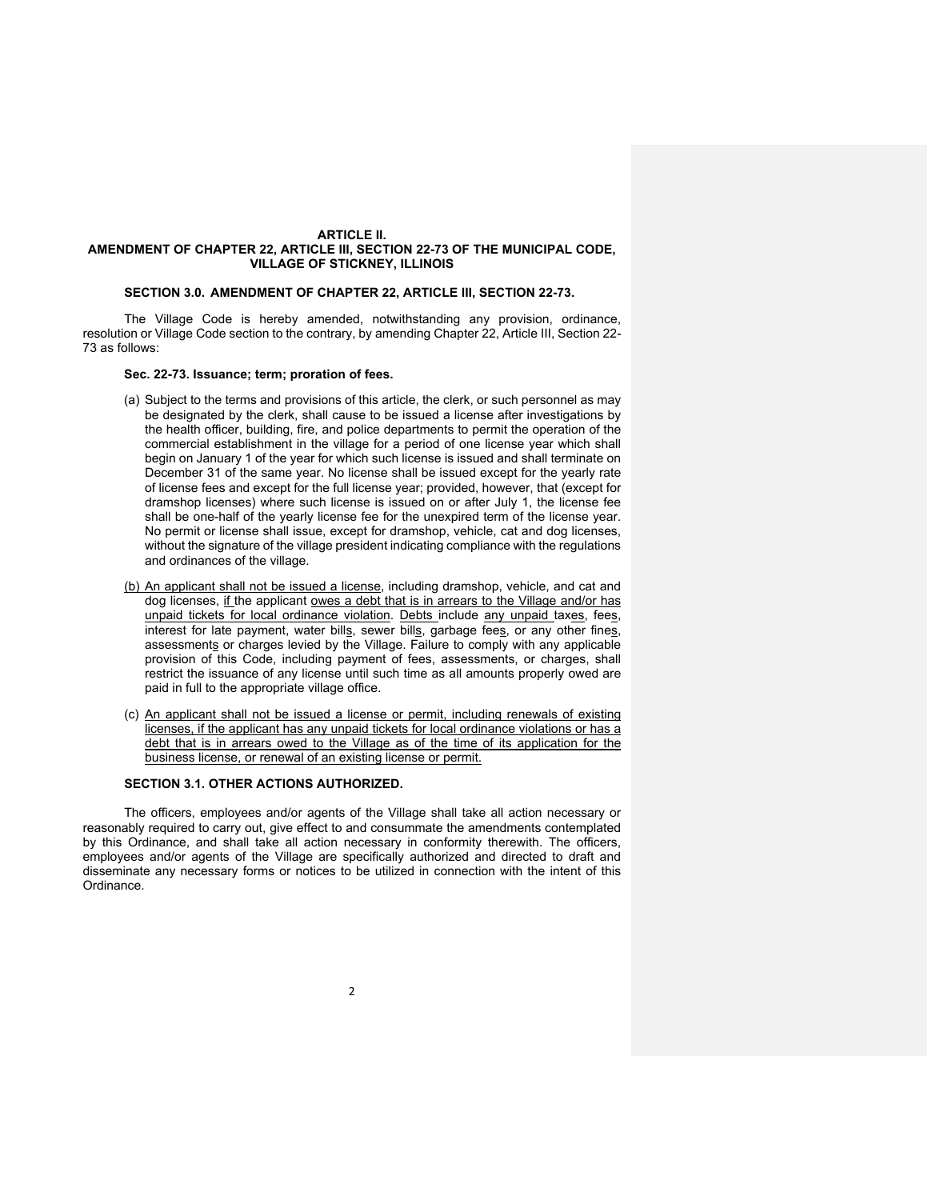**ARTICLE II.**
**AMENDMENT OF CHAPTER 22, ARTICLE III, SECTION 22-73 OF THE MUNICIPAL CODE, VILLAGE OF STICKNEY, ILLINOIS**

**SECTION 3.0. AMENDMENT OF CHAPTER 22, ARTICLE III, SECTION 22-73.**

The Village Code is hereby amended, notwithstanding any provision, ordinance, resolution or Village Code section to the contrary, by amending Chapter 22, Article III, Section 22-73 as follows:

**Sec. 22-73. Issuance; term; proration of fees.**

(a) Subject to the terms and provisions of this article, the clerk, or such personnel as may be designated by the clerk, shall cause to be issued a license after investigations by the health officer, building, fire, and police departments to permit the operation of the commercial establishment in the village for a period of one license year which shall begin on January 1 of the year for which such license is issued and shall terminate on December 31 of the same year. No license shall be issued except for the yearly rate of license fees and except for the full license year; provided, however, that (except for dramshop licenses) where such license is issued on or after July 1, the license fee shall be one-half of the yearly license fee for the unexpired term of the license year. No permit or license shall issue, except for dramshop, vehicle, cat and dog licenses, without the signature of the village president indicating compliance with the regulations and ordinances of the village.

(b) An applicant shall not be issued a license, including dramshop, vehicle, and cat and dog licenses, if the applicant owes a debt that is in arrears to the Village and/or has unpaid tickets for local ordinance violation. Debts include any unpaid taxes, fees, interest for late payment, water bills, sewer bills, garbage fees, or any other fines, assessments or charges levied by the Village. Failure to comply with any applicable provision of this Code, including payment of fees, assessments, or charges, shall restrict the issuance of any license until such time as all amounts properly owed are paid in full to the appropriate village office.

(c) An applicant shall not be issued a license or permit, including renewals of existing licenses, if the applicant has any unpaid tickets for local ordinance violations or has a debt that is in arrears owed to the Village as of the time of its application for the business license, or renewal of an existing license or permit.

**SECTION 3.1. OTHER ACTIONS AUTHORIZED.**

The officers, employees and/or agents of the Village shall take all action necessary or reasonably required to carry out, give effect to and consummate the amendments contemplated by this Ordinance, and shall take all action necessary in conformity therewith. The officers, employees and/or agents of the Village are specifically authorized and directed to draft and disseminate any necessary forms or notices to be utilized in connection with the intent of this Ordinance.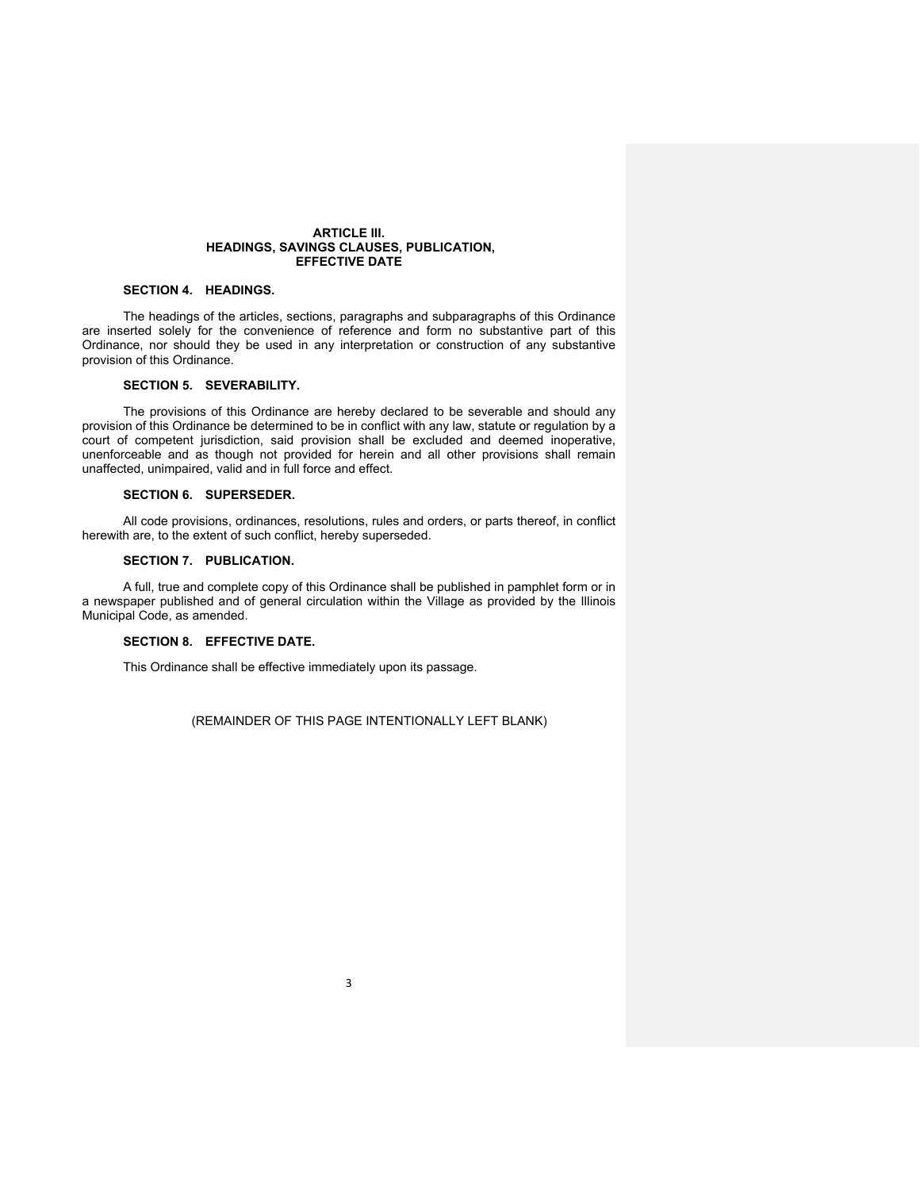## ARTICLE III.
## HEADINGS, SAVINGS CLAUSES, PUBLICATION, EFFECTIVE DATE

### SECTION 4. HEADINGS.

The headings of the articles, sections, paragraphs and subparagraphs of this Ordinance are inserted solely for the convenience of reference and form no substantive part of this Ordinance, nor should they be used in any interpretation or construction of any substantive provision of this Ordinance.

### SECTION 5. SEVERABILITY.

The provisions of this Ordinance are hereby declared to be severable and should any provision of this Ordinance be determined to be in conflict with any law, statute or regulation by a court of competent jurisdiction, said provision shall be excluded and deemed inoperative, unenforceable and as though not provided for herein and all other provisions shall remain unaffected, unimpaired, valid and in full force and effect.

### SECTION 6. SUPERSEDER.

All code provisions, ordinances, resolutions, rules and orders, or parts thereof, in conflict herewith are, to the extent of such conflict, hereby superseded.

### SECTION 7. PUBLICATION.

A full, true and complete copy of this Ordinance shall be published in pamphlet form or in a newspaper published and of general circulation within the Village as provided by the Illinois Municipal Code, as amended.

### SECTION 8. EFFECTIVE DATE.

This Ordinance shall be effective immediately upon its passage.

(REMAINDER OF THIS PAGE INTENTIONALLY LEFT BLANK)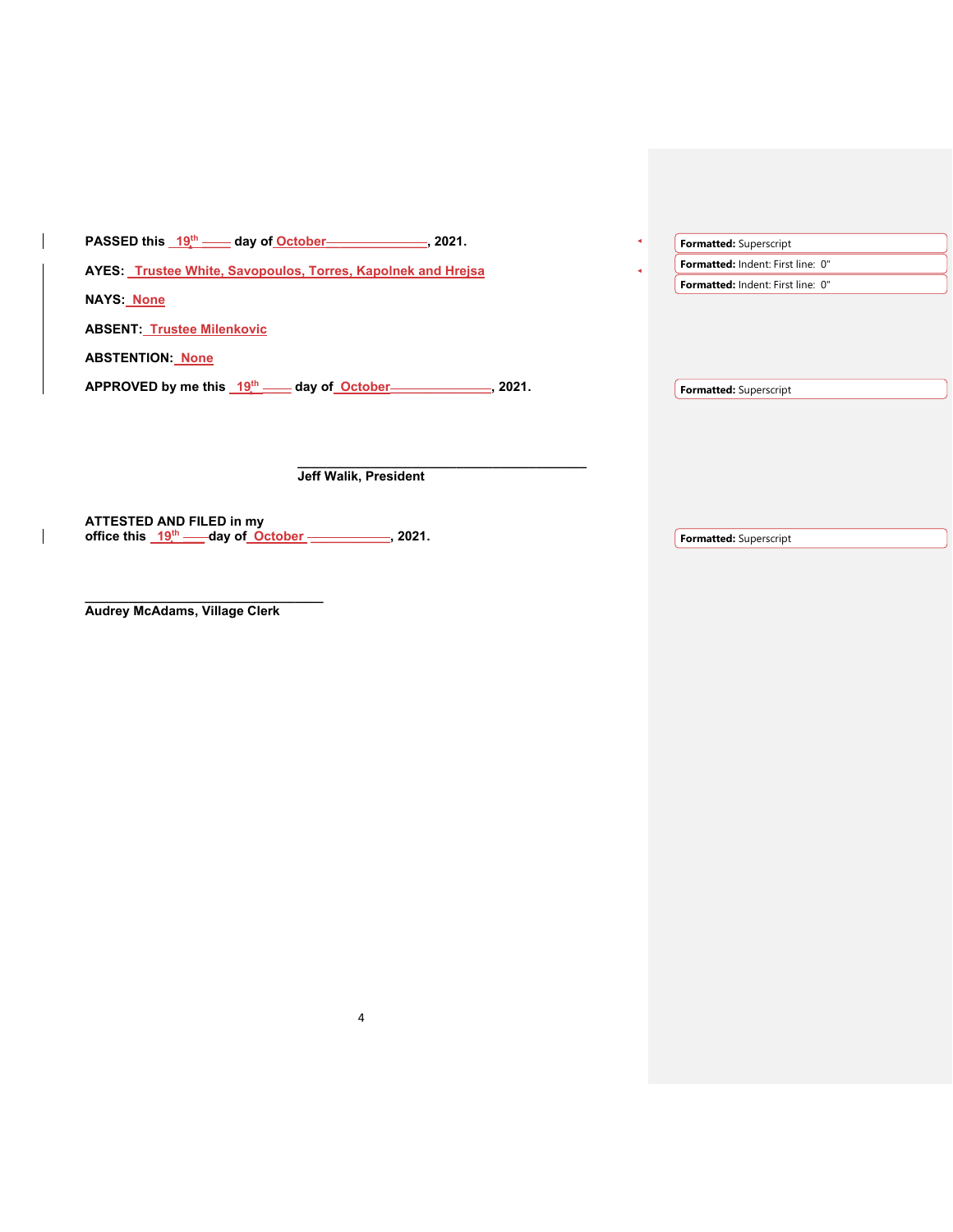**PASSED this 19th day of October, 2021.**

**AYES: Trustee White, Savopoulos, Torres, Kapolnek and Hrejsa**

**NAYS: None**

**ABSENT: Trustee Milenkovic**

**ABSTENTION: None**

**APPROVED by me this 19th day of October, 2021.**

\_\_\_\_\_\_\_\_\_\_\_\_\_\_\_\_\_\_\_\_\_\_\_\_\_\_\_\_\_\_\_\_\_\_\_\_\_\_\_\_
**Jeff Walik, President**

**ATTESTED AND FILED in my office this 19th day of October, 2021.**

\_\_\_\_\_\_\_\_\_\_\_\_\_\_\_\_\_\_\_\_\_\_\_\_\_\_\_\_\_\_\_\_\_\_
**Audrey McAdams, Village Clerk**

Formatted: Superscript

Formatted: Indent: First line: 0"

Formatted: Indent: First line: 0"

Formatted: Superscript

Formatted: Superscript